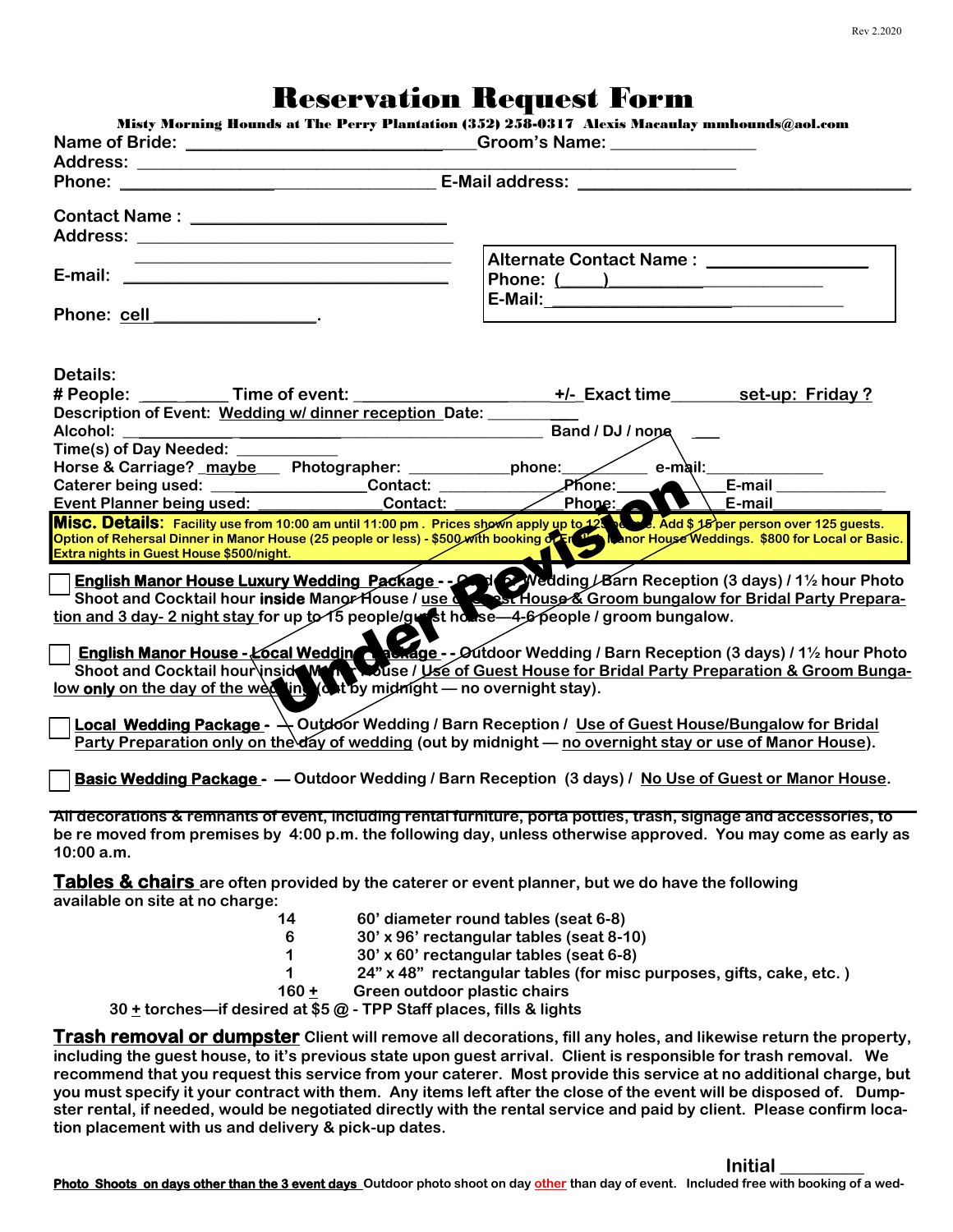# Reservation Request Form

**Misty Morning Hounds at The Perry Plantation (352) 258-0317 Alexis Macaulay mmhounds@aol.com**

**Name of Bride:** ______________________________ **Groom's Name:** ________________

**Address:** ______________________________________________________________

**Phone:** ____________________________________ **E-Mail address:** ________________________________

**Contact Name :** __________________________

**Address:** ________________________________

________________________________

**E-mail:** ________________________________

**Phone: cell** ________________.

**Alternate Contact Name :** ________________

**Phone:** (____)________________________

**E-Mail:**________________________________

**Details:**

**# People:** ____ _____ **Time of event:** ____________________ **+/- Exact time**_______ **set-up: Friday ?**

**Description of Event:** Wedding w/ dinner reception **Date:** ____________

**Alcohol:** ____________________________________________ **Band / DJ / none** ___

**Time(s) of Day Needed:** ___________

**Horse & Carriage?** maybe **Photographer:** ___________ **phone:** _________ **e-mail:** _____________

**Caterer being used:** ________________ **Contact:** ____________ **Phone:** ________ **E-mail** ____________

**Event Planner being used:** _____________ **Contact:** ____________ **Phone:** ________ **E-mail** ____________

**Misc. Details:** Facility use from 10:00 am until 11:00 pm . Prices shown apply up to 125 people. Add $ 15 per person over 125 guests. Option of Rehearsal Dinner in Manor House (25 people or less) - $500 with booking of English Manor House Weddings. $800 for Local or Basic. Extra nights in Guest House $500/night.

Under Revision

☐ **English Manor House Luxury Wedding Package** - - Outdoor Wedding / Barn Reception (3 days) / 1½ hour Photo Shoot and Cocktail hour **inside** Manor House / use of Guest House & Groom bungalow for Bridal Party Preparation and 3 day- 2 night stay for up to 15 people/guest house—4-6 people / groom bungalow.

☐ **English Manor House - Local Wedding Package** - - Outdoor Wedding / Barn Reception (3 days) / 1½ hour Photo Shoot and Cocktail hour inside Manor House / Use of Guest House for Bridal Party Preparation & Groom Bungalow **only** on the day of the wedding (out by midnight — no overnight stay).

☐ **Local Wedding Package** - — Outdoor Wedding / Barn Reception / Use of Guest House/Bungalow for Bridal Party Preparation only on the day of wedding (out by midnight — no overnight stay or use of Manor House).

☐ **Basic Wedding Package** - — Outdoor Wedding / Barn Reception (3 days) / No Use of Guest or Manor House.

---

All decorations & remnants of event, including rental furniture, porta potties, trash, signage and accessories, to be re moved from premises by 4:00 p.m. the following day, unless otherwise approved. You may come as early as 10:00 a.m.

**Tables & chairs** are often provided by the caterer or event planner, but we do have the following available on site at no charge:

| | |
|---|---|
| 14 | 60' diameter round tables (seat 6-8) |
| 6 | 30' x 96' rectangular tables (seat 8-10) |
| 1 | 30' x 60' rectangular tables (seat 6-8) |
| 1 | 24" x 48" rectangular tables (for misc purposes, gifts, cake, etc. ) |
| 160 ± | Green outdoor plastic chairs |

30 ± torches—if desired at $5 @ - TPP Staff places, fills & lights

**Trash removal or dumpster** Client will remove all decorations, fill any holes, and likewise return the property, including the guest house, to it's previous state upon guest arrival. Client is responsible for trash removal. We recommend that you request this service from your caterer. Most provide this service at no additional charge, but you must specify it your contract with them. Any items left after the close of the event will be disposed of. Dumpster rental, if needed, would be negotiated directly with the rental service and paid by client. Please confirm location placement with us and delivery & pick-up dates.

Initial ________

**Photo Shoots on days other than the 3 event days** Outdoor photo shoot on day other than day of event. Included free with booking of a wed-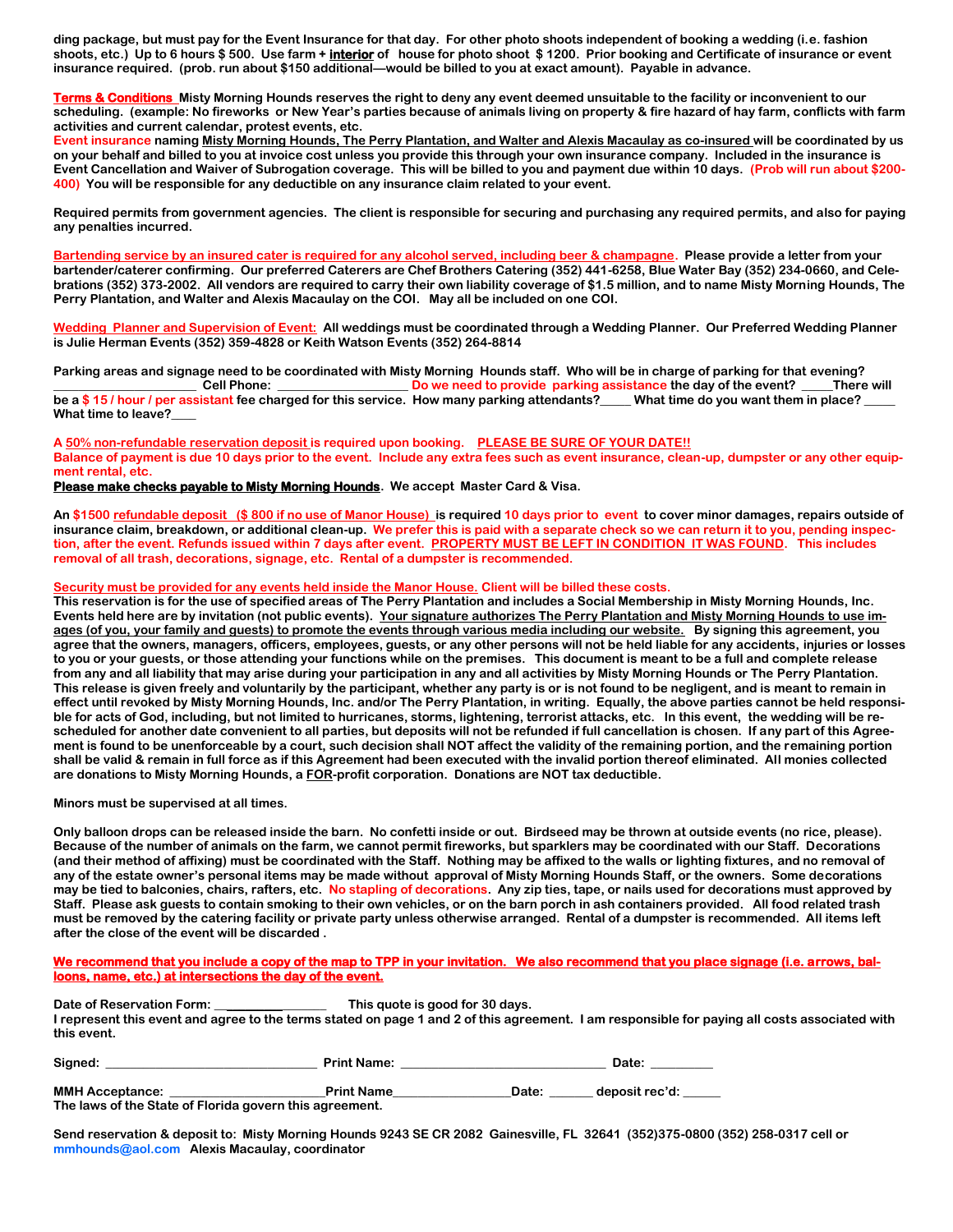**ding package, but must pay for the Event Insurance for that day. For other photo shoots independent of booking a wedding (i.e. fashion shoots, etc.) Up to 6 hours $ 500. Use farm + interior of house for photo shoot $ 1200. Prior booking and Certificate of insurance or event insurance required. (prob. run about $150 additional—would be billed to you at exact amount). Payable in advance.**

**Terms & Conditions** **Misty Morning Hounds reserves the right to deny any event deemed unsuitable to the facility or inconvenient to our scheduling. (example: No fireworks or New Year's parties because of animals living on property & fire hazard of hay farm, conflicts with farm activities and current calendar, protest events, etc.**

**Event insurance naming Misty Morning Hounds, The Perry Plantation, and Walter and Alexis Macaulay as co-insured will be coordinated by us on your behalf and billed to you at invoice cost unless you provide this through your own insurance company. Included in the insurance is Event Cancellation and Waiver of Subrogation coverage. This will be billed to you and payment due within 10 days. (Prob will run about $200-400) You will be responsible for any deductible on any insurance claim related to your event.**

**Required permits from government agencies. The client is responsible for securing and purchasing any required permits, and also for paying any penalties incurred.**

**Bartending service by an insured cater is required for any alcohol served, including beer & champagne. Please provide a letter from your bartender/caterer confirming. Our preferred Caterers are Chef Brothers Catering (352) 441-6258, Blue Water Bay (352) 234-0660, and Celebrations (352) 373-2002. All vendors are required to carry their own liability coverage of $1.5 million, and to name Misty Morning Hounds, The Perry Plantation, and Walter and Alexis Macaulay on the COI. May all be included on one COI.**

**Wedding Planner and Supervision of Event: All weddings must be coordinated through a Wedding Planner. Our Preferred Wedding Planner is Julie Herman Events (352) 359-4828 or Keith Watson Events (352) 264-8814**

**Parking areas and signage need to be coordinated with Misty Morning Hounds staff. Who will be in charge of parking for that evening? ____________________ Cell Phone: ___________________ Do we need to provide parking assistance the day of the event? _____There will be a $ 15 / hour / per assistant fee charged for this service. How many parking attendants?_____ What time do you want them in place? _____ What time to leave?____**

**A 50% non-refundable reservation deposit is required upon booking. PLEASE BE SURE OF YOUR DATE!!**
**Balance of payment is due 10 days prior to the event. Include any extra fees such as event insurance, clean-up, dumpster or any other equipment rental, etc.**
**Please make checks payable to Misty Morning Hounds. We accept Master Card & Visa.**

**An $1500 refundable deposit ($ 800 if no use of Manor House) is required 10 days prior to event to cover minor damages, repairs outside of insurance claim, breakdown, or additional clean-up. We prefer this is paid with a separate check so we can return it to you, pending inspection, after the event. Refunds issued within 7 days after event. PROPERTY MUST BE LEFT IN CONDITION IT WAS FOUND. This includes removal of all trash, decorations, signage, etc. Rental of a dumpster is recommended.**

**Security must be provided for any events held inside the Manor House. Client will be billed these costs.**
**This reservation is for the use of specified areas of The Perry Plantation and includes a Social Membership in Misty Morning Hounds, Inc. Events held here are by invitation (not public events). Your signature authorizes The Perry Plantation and Misty Morning Hounds to use images (of you, your family and guests) to promote the events through various media including our website. By signing this agreement, you agree that the owners, managers, officers, employees, guests, or any other persons will not be held liable for any accidents, injuries or losses to you or your guests, or those attending your functions while on the premises. This document is meant to be a full and complete release from any and all liability that may arise during your participation in any and all activities by Misty Morning Hounds or The Perry Plantation. This release is given freely and voluntarily by the participant, whether any party is or is not found to be negligent, and is meant to remain in effect until revoked by Misty Morning Hounds, Inc. and/or The Perry Plantation, in writing. Equally, the above parties cannot be held responsible for acts of God, including, but not limited to hurricanes, storms, lightening, terrorist attacks, etc. In this event, the wedding will be rescheduled for another date convenient to all parties, but deposits will not be refunded if full cancellation is chosen. If any part of this Agreement is found to be unenforceable by a court, such decision shall NOT affect the validity of the remaining portion, and the remaining portion shall be valid & remain in full force as if this Agreement had been executed with the invalid portion thereof eliminated. All monies collected are donations to Misty Morning Hounds, a FOR-profit corporation. Donations are NOT tax deductible.**

**Minors must be supervised at all times.**

**Only balloon drops can be released inside the barn. No confetti inside or out. Birdseed may be thrown at outside events (no rice, please). Because of the number of animals on the farm, we cannot permit fireworks, but sparklers may be coordinated with our Staff. Decorations (and their method of affixing) must be coordinated with the Staff. Nothing may be affixed to the walls or lighting fixtures, and no removal of any of the estate owner's personal items may be made without approval of Misty Morning Hounds Staff, or the owners. Some decorations may be tied to balconies, chairs, rafters, etc. No stapling of decorations. Any zip ties, tape, or nails used for decorations must approved by Staff. Please ask guests to contain smoking to their own vehicles, or on the barn porch in ash containers provided. All food related trash must be removed by the catering facility or private party unless otherwise arranged. Rental of a dumpster is recommended. All items left after the close of the event will be discarded .**

**We recommend that you include a copy of the map to TPP in your invitation. We also recommend that you place signage (i.e. arrows, balloons, name, etc.) at intersections the day of the event.**

**Date of Reservation Form: ________________ This quote is good for 30 days.**
**I represent this event and agree to the terms stated on page 1 and 2 of this agreement. I am responsible for paying all costs associated with this event.**

**Signed: ______________________________ Print Name: ______________________________ Date: _________**

**MMH Acceptance: ______________________Print Name_________________Date: ______ deposit rec'd: ______**
**The laws of the State of Florida govern this agreement.**

**Send reservation & deposit to: Misty Morning Hounds 9243 SE CR 2082 Gainesville, FL 32641 (352)375-0800 (352) 258-0317 cell or mmhounds@aol.com Alexis Macaulay, coordinator**